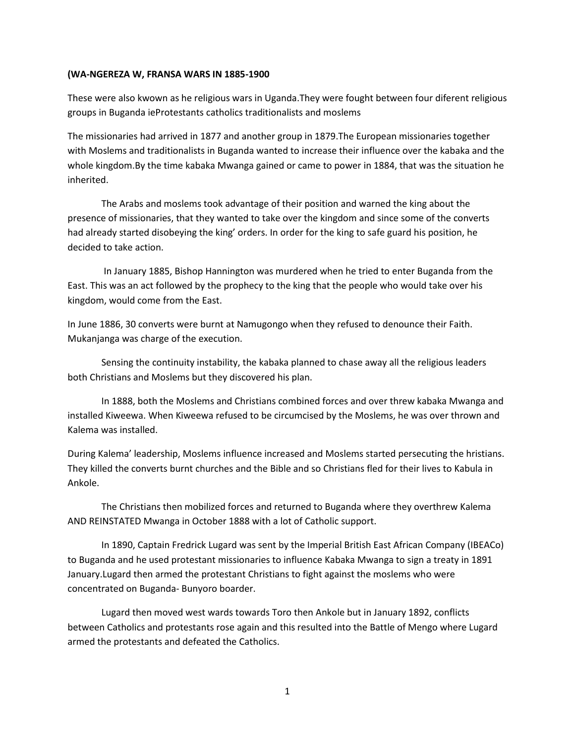**(WA-NGEREZA W, FRANSA WARS IN 1885-1900**

These were also kwown as he religious wars in Uganda.They were fought between four diferent religious groups in Buganda ieProtestants catholics traditionalists and moslems

The missionaries had arrived in 1877 and another group in 1879.The European missionaries together with Moslems and traditionalists in Buganda wanted to increase their influence over the kabaka and the whole kingdom.By the time kabaka Mwanga gained or came to power in 1884, that was the situation he inherited.

The Arabs and moslems took advantage of their position and warned the king about the presence of missionaries, that they wanted to take over the kingdom and since some of the converts had already started disobeying the king' orders. In order for the king to safe guard his position, he decided to take action.

In January 1885, Bishop Hannington was murdered when he tried to enter Buganda from the East. This was an act followed by the prophecy to the king that the people who would take over his kingdom, would come from the East.

In June 1886, 30 converts were burnt at Namugongo when they refused to denounce their Faith. Mukanjanga was charge of the execution.

Sensing the continuity instability, the kabaka planned to chase away all the religious leaders both Christians and Moslems but they discovered his plan.

In 1888, both the Moslems and Christians combined forces and over threw kabaka Mwanga and installed Kiweewa. When Kiweewa refused to be circumcised by the Moslems, he was over thrown and Kalema was installed.

During Kalema' leadership, Moslems influence increased and Moslems started persecuting the hristians. They killed the converts burnt churches and the Bible and so Christians fled for their lives to Kabula in Ankole.

The Christians then mobilized forces and returned to Buganda where they overthrew Kalema AND REINSTATED Mwanga in October 1888 with a lot of Catholic support.

In 1890, Captain Fredrick Lugard was sent by the Imperial British East African Company (IBEACo) to Buganda and he used protestant missionaries to influence Kabaka Mwanga to sign a treaty in 1891 January.Lugard then armed the protestant Christians to fight against the moslems who were concentrated on Buganda- Bunyoro boarder.

Lugard then moved west wards towards Toro then Ankole but in January 1892, conflicts between Catholics and protestants rose again and this resulted into the Battle of Mengo where Lugard armed the protestants and defeated the Catholics.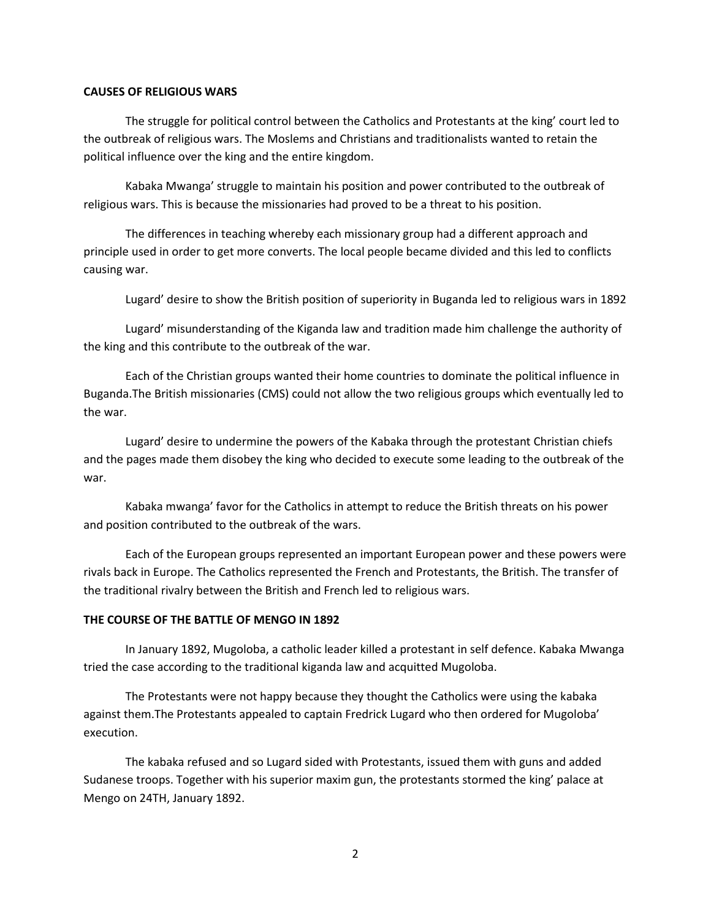**CAUSES OF RELIGIOUS WARS**

The struggle for political control between the Catholics and Protestants at the king' court led to the outbreak of religious wars. The Moslems and Christians and traditionalists wanted to retain the political influence over the king and the entire kingdom.

Kabaka Mwanga' struggle to maintain his position and power contributed to the outbreak of religious wars. This is because the missionaries had proved to be a threat to his position.

The differences in teaching whereby each missionary group had a different approach and principle used in order to get more converts. The local people became divided and this led to conflicts causing war.

Lugard' desire to show the British position of superiority in Buganda led to religious wars in 1892

Lugard' misunderstanding of the Kiganda law and tradition made him challenge the authority of the king and this contribute to the outbreak of the war.

Each of the Christian groups wanted their home countries to dominate the political influence in Buganda.The British missionaries (CMS) could not allow the two religious groups which eventually led to the war.

Lugard' desire to undermine the powers of the Kabaka through the protestant Christian chiefs and the pages made them disobey the king who decided to execute some leading to the outbreak of the war.

Kabaka mwanga' favor for the Catholics in attempt to reduce the British threats on his power and position contributed to the outbreak of the wars.

Each of the European groups represented an important European power and these powers were rivals back in Europe. The Catholics represented the French and Protestants, the British. The transfer of the traditional rivalry between the British and French led to religious wars.

**THE COURSE OF THE BATTLE OF MENGO IN 1892**

In January 1892, Mugoloba, a catholic leader killed a protestant in self defence. Kabaka Mwanga tried the case according to the traditional kiganda law and acquitted Mugoloba.

The Protestants were not happy because they thought the Catholics were using the kabaka against them.The Protestants appealed to captain Fredrick Lugard who then ordered for Mugoloba' execution.

The kabaka refused and so Lugard sided with Protestants, issued them with guns and added Sudanese troops. Together with his superior maxim gun, the protestants stormed the king' palace at Mengo on 24TH, January 1892.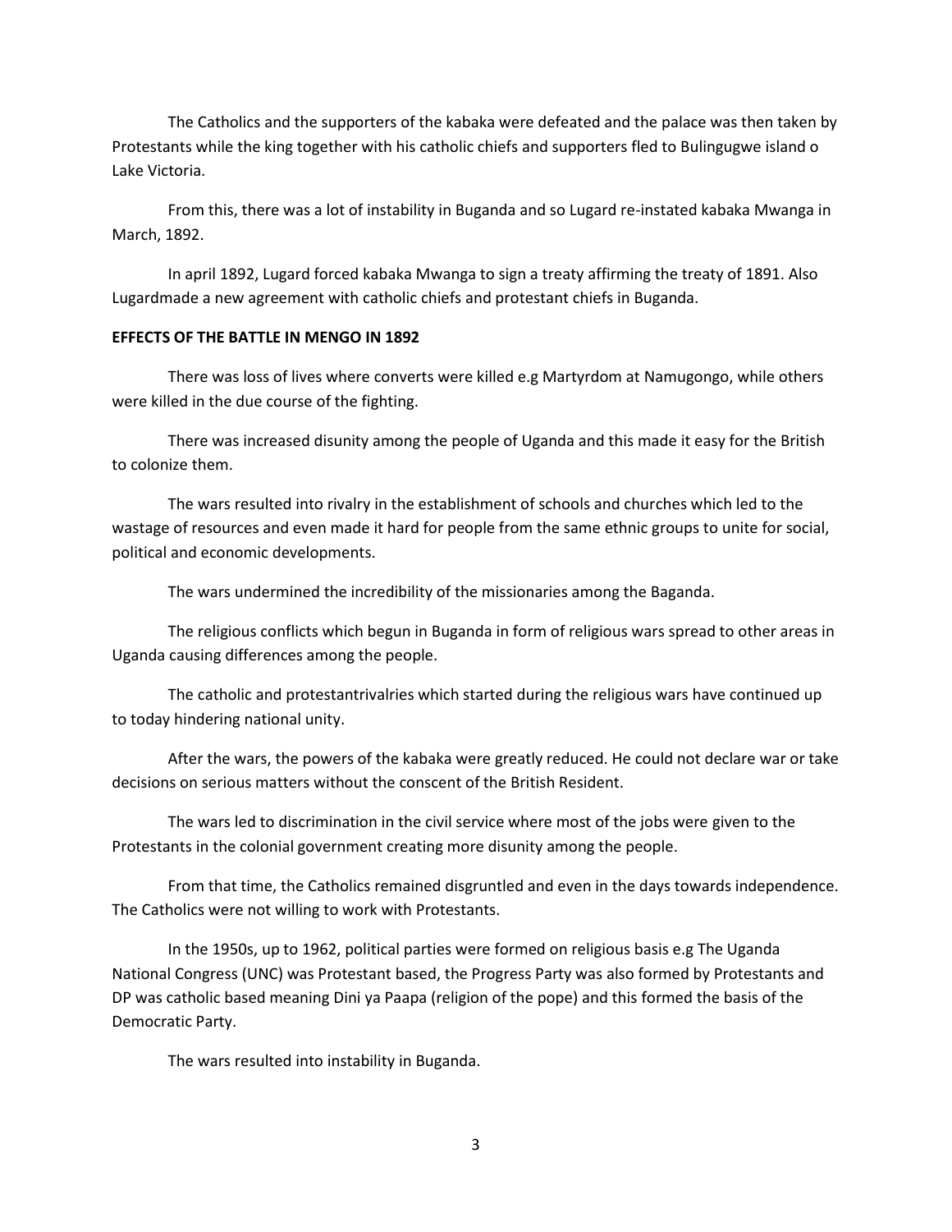The Catholics and the supporters of the kabaka were defeated and the palace was then taken by Protestants while the king together with his catholic chiefs and supporters fled to Bulingugwe island o Lake Victoria.

From this, there was a lot of instability in Buganda and so Lugard re-instated kabaka Mwanga in March, 1892.

In april 1892, Lugard forced kabaka Mwanga to sign a treaty affirming the treaty of 1891. Also Lugardmade a new agreement with catholic chiefs and protestant chiefs in Buganda.

**EFFECTS OF THE BATTLE IN MENGO IN 1892**

There was loss of lives where converts were killed e.g Martyrdom at Namugongo, while others were killed in the due course of the fighting.

There was increased disunity among the people of Uganda and this made it easy for the British to colonize them.

The wars resulted into rivalry in the establishment of schools and churches which led to the wastage of resources and even made it hard for people from the same ethnic groups to unite for social, political and economic developments.

The wars undermined the incredibility of the missionaries among the Baganda.

The religious conflicts which begun in Buganda in form of religious wars spread to other areas in Uganda causing differences among the people.

The catholic and protestantrivalries which started during the religious wars have continued up to today hindering national unity.

After the wars, the powers of the kabaka were greatly reduced. He could not declare war or take decisions on serious matters without the conscent of the British Resident.

The wars led to discrimination in the civil service where most of the jobs were given to the Protestants in the colonial government creating more disunity among the people.

From that time, the Catholics remained disgruntled and even in the days towards independence. The Catholics were not willing to work with Protestants.

In the 1950s, up to 1962, political parties were formed on religious basis e.g The Uganda National Congress (UNC) was Protestant based, the Progress Party was also formed by Protestants and DP was catholic based meaning Dini ya Paapa (religion of the pope) and this formed the basis of the Democratic Party.

The wars resulted into instability in Buganda.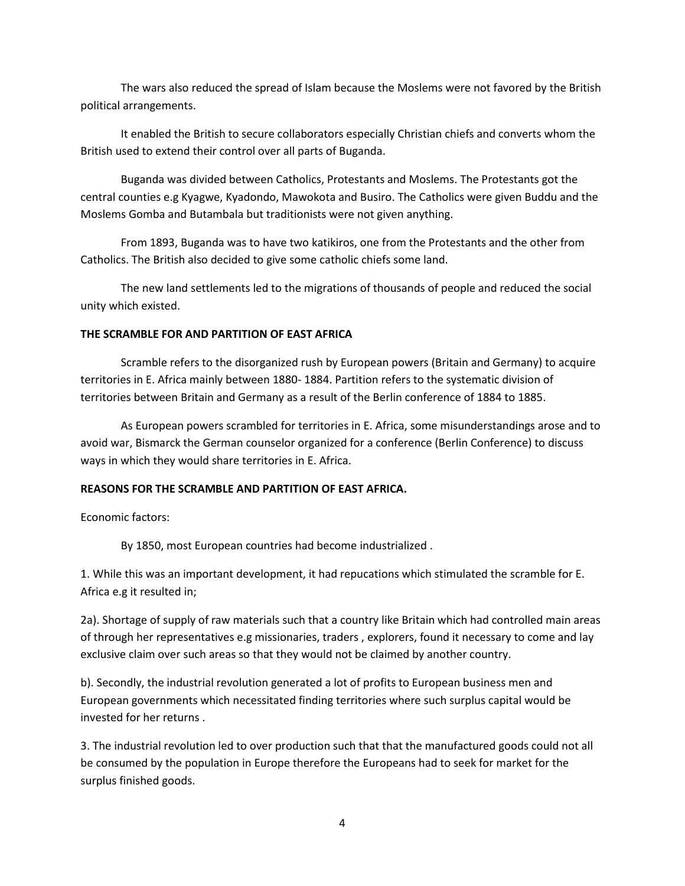The wars also reduced the spread of Islam because the Moslems were not favored by the British political arrangements.

It enabled the British to secure collaborators especially Christian chiefs and converts whom the British used to extend their control over all parts of Buganda.

Buganda was divided between Catholics, Protestants and Moslems. The Protestants got the central counties e.g Kyagwe, Kyadondo, Mawokota and Busiro. The Catholics were given Buddu and the Moslems Gomba and Butambala but traditionists were not given anything.

From 1893, Buganda was to have two katikiros, one from the Protestants and the other from Catholics. The British also decided to give some catholic chiefs some land.

The new land settlements led to the migrations of thousands of people and reduced the social unity which existed.

**THE SCRAMBLE FOR AND PARTITION OF EAST AFRICA**

Scramble refers to the disorganized rush by European powers (Britain and Germany) to acquire territories in E. Africa mainly between 1880- 1884. Partition refers to the systematic division of territories between Britain and Germany as a result of the Berlin conference of 1884 to 1885.

As European powers scrambled for territories in E. Africa, some misunderstandings arose and to avoid war, Bismarck the German counselor organized for a conference (Berlin Conference) to discuss ways in which they would share territories in E. Africa.

**REASONS FOR THE SCRAMBLE AND PARTITION OF EAST AFRICA.**

Economic factors:

By 1850, most European countries had become industrialized .

1. While this was an important development, it had repucations which stimulated the scramble for E. Africa e.g it resulted in;

2a). Shortage of supply of raw materials such that a country like Britain which had controlled main areas of through her representatives e.g missionaries, traders , explorers, found it necessary to come and lay exclusive claim over such areas so that they would not be claimed by another country.

b). Secondly, the industrial revolution generated a lot of profits to European business men and European governments which necessitated finding territories where such surplus capital would be invested for her returns .

3. The industrial revolution led to over production such that that the manufactured goods could not all be consumed by the population in Europe therefore the Europeans had to seek for market for the surplus finished goods.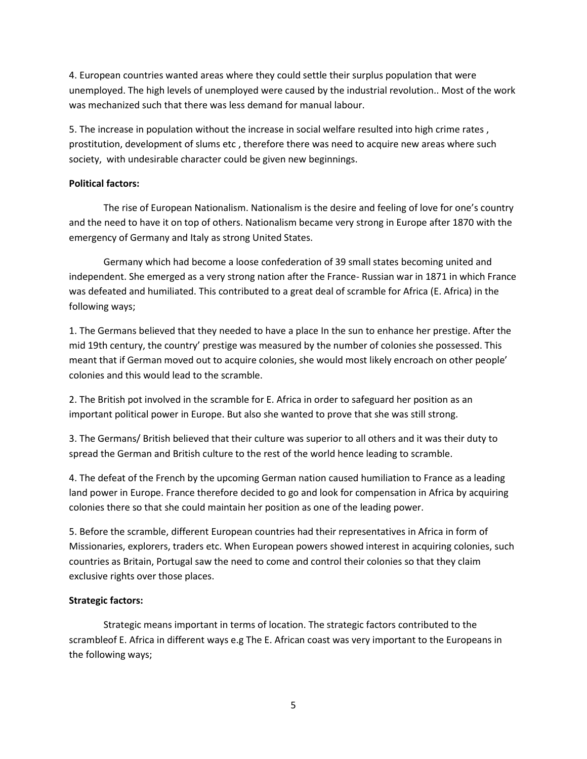4. European countries wanted areas where they could settle their surplus population that were unemployed. The high levels of unemployed were caused by the industrial revolution.. Most of the work was mechanized such that there was less demand for manual labour.

5. The increase in population without the increase in social welfare resulted into high crime rates , prostitution, development of slums etc , therefore there was need to acquire new areas where such society, with undesirable character could be given new beginnings.

**Political factors:**

The rise of European Nationalism. Nationalism is the desire and feeling of love for one's country and the need to have it on top of others. Nationalism became very strong in Europe after 1870 with the emergency of Germany and Italy as strong United States.

Germany which had become a loose confederation of 39 small states becoming united and independent. She emerged as a very strong nation after the France- Russian war in 1871 in which France was defeated and humiliated. This contributed to a great deal of scramble for Africa (E. Africa) in the following ways;

1. The Germans believed that they needed to have a place In the sun to enhance her prestige. After the mid 19th century, the country' prestige was measured by the number of colonies she possessed. This meant that if German moved out to acquire colonies, she would most likely encroach on other people' colonies and this would lead to the scramble.

2. The British pot involved in the scramble for E. Africa in order to safeguard her position as an important political power in Europe. But also she wanted to prove that she was still strong.

3. The Germans/ British believed that their culture was superior to all others and it was their duty to spread the German and British culture to the rest of the world hence leading to scramble.

4. The defeat of the French by the upcoming German nation caused humiliation to France as a leading land power in Europe. France therefore decided to go and look for compensation in Africa by acquiring colonies there so that she could maintain her position as one of the leading power.

5. Before the scramble, different European countries had their representatives in Africa in form of Missionaries, explorers, traders etc. When European powers showed interest in acquiring colonies, such countries as Britain, Portugal saw the need to come and control their colonies so that they claim exclusive rights over those places.

**Strategic factors:**

Strategic means important in terms of location. The strategic factors contributed to the scrambleof E. Africa in different ways e.g The E. African coast was very important to the Europeans in the following ways;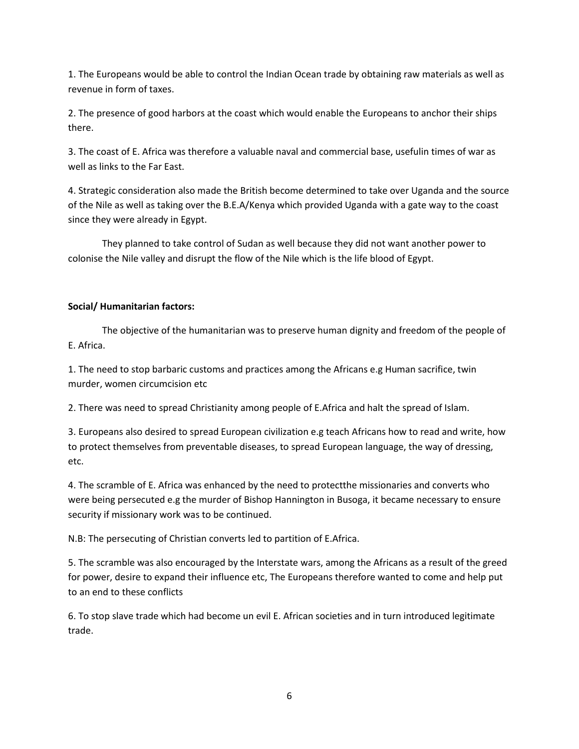1. The Europeans would be able to control the Indian Ocean trade by obtaining raw materials as well as revenue in form of taxes.

2. The presence of good harbors at the coast which would enable the Europeans to anchor their ships there.

3. The coast of E. Africa was therefore a valuable naval and commercial base, usefulin times of war as well as links to the Far East.

4. Strategic consideration also made the British become determined to take over Uganda and the source of the Nile as well as taking over the B.E.A/Kenya which provided Uganda with a gate way to the coast since they were already in Egypt.

They planned to take control of Sudan as well because they did not want another power to colonise the Nile valley and disrupt the flow of the Nile which is the life blood of Egypt.

**Social/ Humanitarian factors:**

The objective of the humanitarian was to preserve human dignity and freedom of the people of E. Africa.

1. The need to stop barbaric customs and practices among the Africans e.g Human sacrifice, twin murder, women circumcision etc

2. There was need to spread Christianity among people of E.Africa and halt the spread of Islam.

3. Europeans also desired to spread European civilization e.g teach Africans how to read and write, how to protect themselves from preventable diseases, to spread European language, the way of dressing, etc.

4. The scramble of E. Africa was enhanced by the need to protectthe missionaries and converts who were being persecuted e.g the murder of Bishop Hannington in Busoga, it became necessary to ensure security if missionary work was to be continued.

N.B: The persecuting of Christian converts led to partition of E.Africa.

5. The scramble was also encouraged by the Interstate wars, among the Africans as a result of the greed for power, desire to expand their influence etc, The Europeans therefore wanted to come and help put to an end to these conflicts

6. To stop slave trade which had become un evil E. African societies and in turn introduced legitimate trade.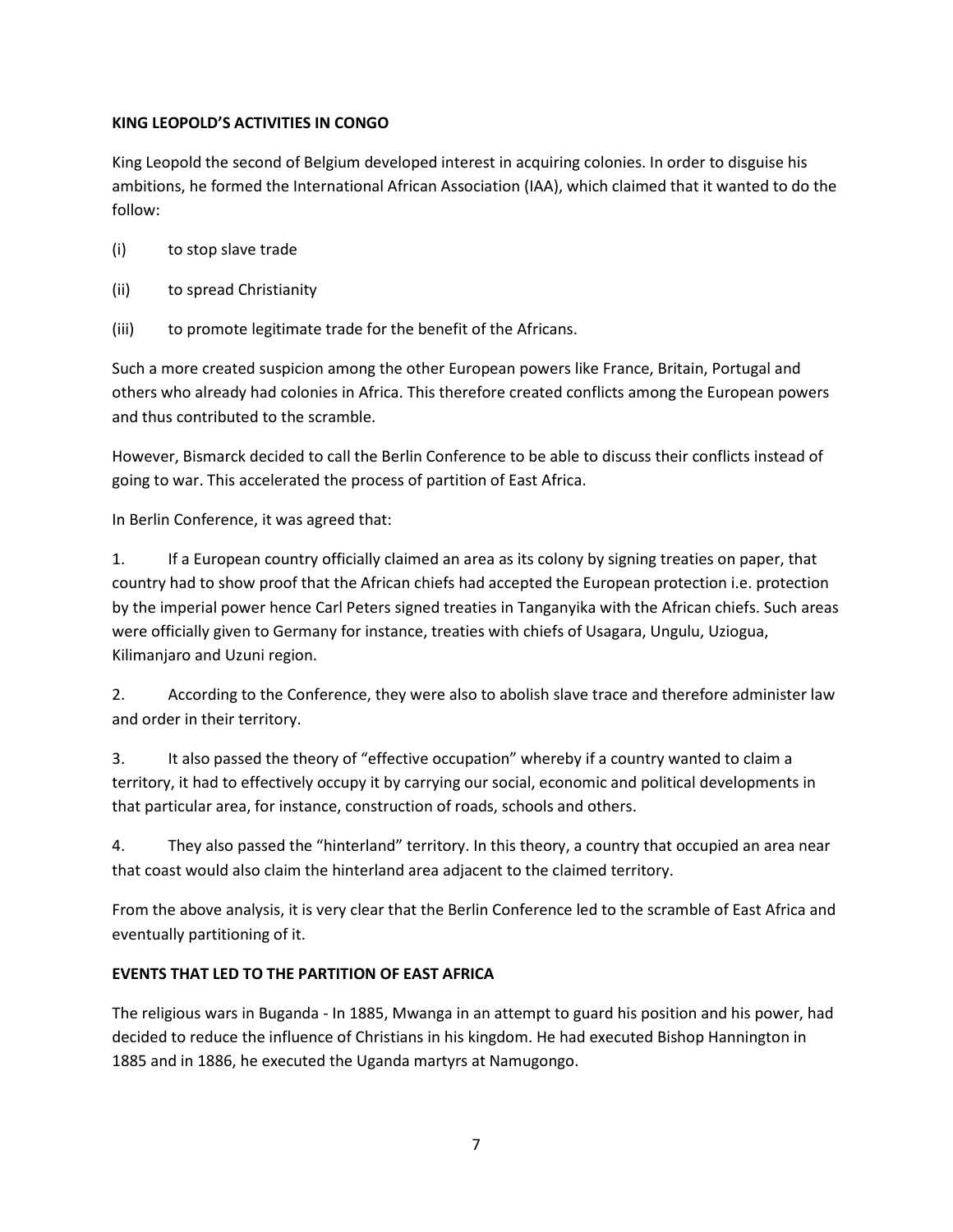**KING LEOPOLD'S ACTIVITIES IN CONGO**

King Leopold the second of Belgium developed interest in acquiring colonies. In order to disguise his ambitions, he formed the International African Association (IAA), which claimed that it wanted to do the follow:

(i) to stop slave trade

(ii) to spread Christianity

(iii) to promote legitimate trade for the benefit of the Africans.

Such a more created suspicion among the other European powers like France, Britain, Portugal and others who already had colonies in Africa. This therefore created conflicts among the European powers and thus contributed to the scramble.

However, Bismarck decided to call the Berlin Conference to be able to discuss their conflicts instead of going to war. This accelerated the process of partition of East Africa.

In Berlin Conference, it was agreed that:

1. If a European country officially claimed an area as its colony by signing treaties on paper, that country had to show proof that the African chiefs had accepted the European protection i.e. protection by the imperial power hence Carl Peters signed treaties in Tanganyika with the African chiefs. Such areas were officially given to Germany for instance, treaties with chiefs of Usagara, Ungulu, Uziogua, Kilimanjaro and Uzuni region.

2. According to the Conference, they were also to abolish slave trace and therefore administer law and order in their territory.

3. It also passed the theory of "effective occupation" whereby if a country wanted to claim a territory, it had to effectively occupy it by carrying our social, economic and political developments in that particular area, for instance, construction of roads, schools and others.

4. They also passed the "hinterland" territory. In this theory, a country that occupied an area near that coast would also claim the hinterland area adjacent to the claimed territory.

From the above analysis, it is very clear that the Berlin Conference led to the scramble of East Africa and eventually partitioning of it.

**EVENTS THAT LED TO THE PARTITION OF EAST AFRICA**

The religious wars in Buganda - In 1885, Mwanga in an attempt to guard his position and his power, had decided to reduce the influence of Christians in his kingdom. He had executed Bishop Hannington in 1885 and in 1886, he executed the Uganda martyrs at Namugongo.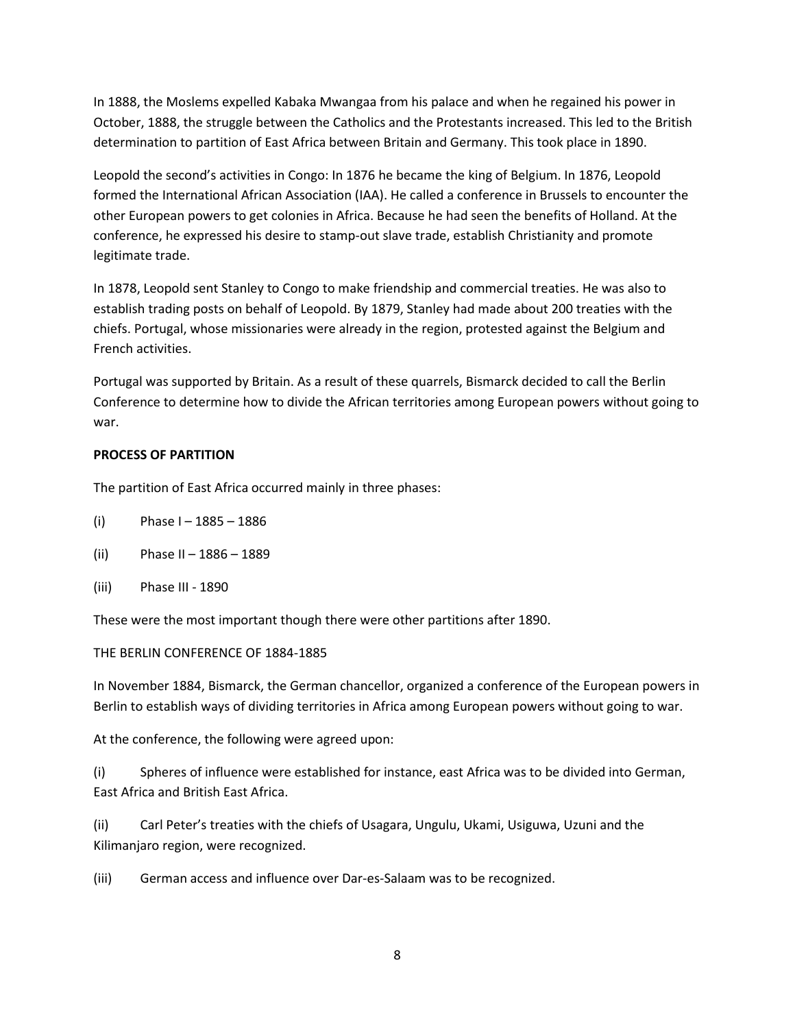In 1888, the Moslems expelled Kabaka Mwangaa from his palace and when he regained his power in October, 1888, the struggle between the Catholics and the Protestants increased. This led to the British determination to partition of East Africa between Britain and Germany. This took place in 1890.

Leopold the second's activities in Congo: In 1876 he became the king of Belgium. In 1876, Leopold formed the International African Association (IAA). He called a conference in Brussels to encounter the other European powers to get colonies in Africa. Because he had seen the benefits of Holland. At the conference, he expressed his desire to stamp-out slave trade, establish Christianity and promote legitimate trade.

In 1878, Leopold sent Stanley to Congo to make friendship and commercial treaties. He was also to establish trading posts on behalf of Leopold. By 1879, Stanley had made about 200 treaties with the chiefs. Portugal, whose missionaries were already in the region, protested against the Belgium and French activities.

Portugal was supported by Britain. As a result of these quarrels, Bismarck decided to call the Berlin Conference to determine how to divide the African territories among European powers without going to war.

**PROCESS OF PARTITION**

The partition of East Africa occurred mainly in three phases:

(i) Phase I – 1885 – 1886

(ii) Phase II – 1886 – 1889

(iii) Phase III - 1890

These were the most important though there were other partitions after 1890.

THE BERLIN CONFERENCE OF 1884-1885

In November 1884, Bismarck, the German chancellor, organized a conference of the European powers in Berlin to establish ways of dividing territories in Africa among European powers without going to war.

At the conference, the following were agreed upon:

(i) Spheres of influence were established for instance, east Africa was to be divided into German, East Africa and British East Africa.

(ii) Carl Peter's treaties with the chiefs of Usagara, Ungulu, Ukami, Usiguwa, Uzuni and the Kilimanjaro region, were recognized.

(iii) German access and influence over Dar-es-Salaam was to be recognized.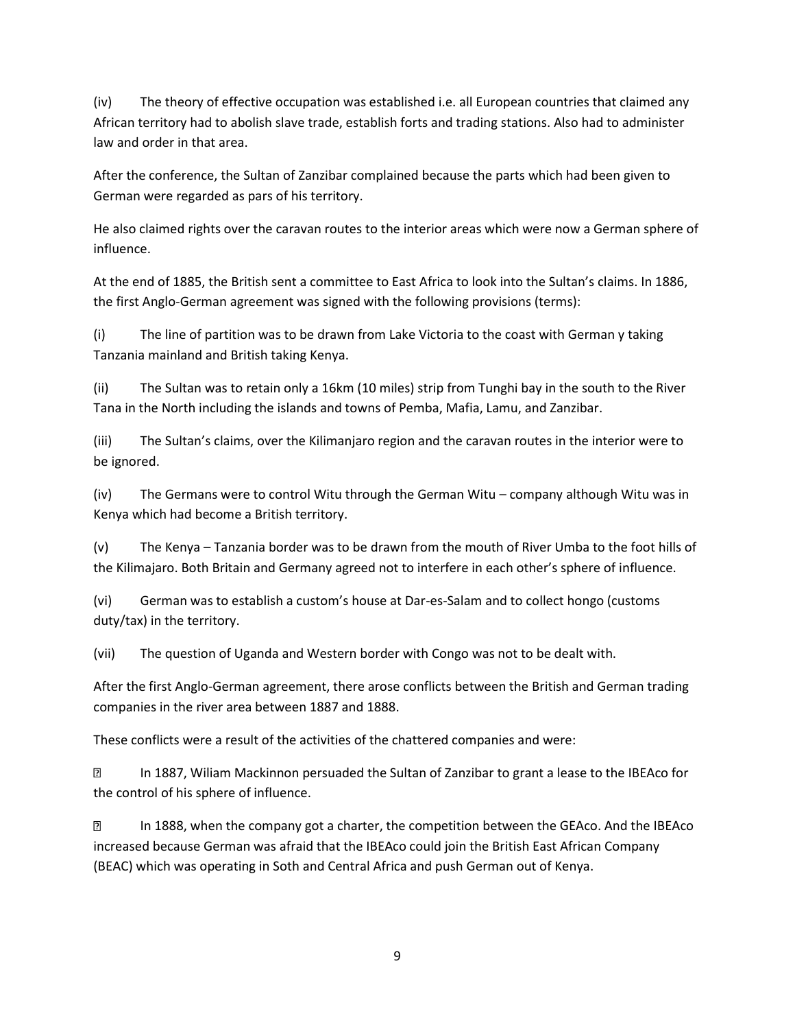(iv) The theory of effective occupation was established i.e. all European countries that claimed any African territory had to abolish slave trade, establish forts and trading stations. Also had to administer law and order in that area.

After the conference, the Sultan of Zanzibar complained because the parts which had been given to German were regarded as pars of his territory.

He also claimed rights over the caravan routes to the interior areas which were now a German sphere of influence.

At the end of 1885, the British sent a committee to East Africa to look into the Sultan's claims. In 1886, the first Anglo-German agreement was signed with the following provisions (terms):

(i) The line of partition was to be drawn from Lake Victoria to the coast with German y taking Tanzania mainland and British taking Kenya.

(ii) The Sultan was to retain only a 16km (10 miles) strip from Tunghi bay in the south to the River Tana in the North including the islands and towns of Pemba, Mafia, Lamu, and Zanzibar.

(iii) The Sultan's claims, over the Kilimanjaro region and the caravan routes in the interior were to be ignored.

(iv) The Germans were to control Witu through the German Witu – company although Witu was in Kenya which had become a British territory.

(v) The Kenya – Tanzania border was to be drawn from the mouth of River Umba to the foot hills of the Kilimajaro. Both Britain and Germany agreed not to interfere in each other's sphere of influence.

(vi) German was to establish a custom's house at Dar-es-Salam and to collect hongo (customs duty/tax) in the territory.

(vii) The question of Uganda and Western border with Congo was not to be dealt with.

After the first Anglo-German agreement, there arose conflicts between the British and German trading companies in the river area between 1887 and 1888.

These conflicts were a result of the activities of the chattered companies and were:

- In 1887, Wiliam Mackinnon persuaded the Sultan of Zanzibar to grant a lease to the IBEAco for the control of his sphere of influence.
- In 1888, when the company got a charter, the competition between the GEAco. And the IBEAco increased because German was afraid that the IBEAco could join the British East African Company (BEAC) which was operating in Soth and Central Africa and push German out of Kenya.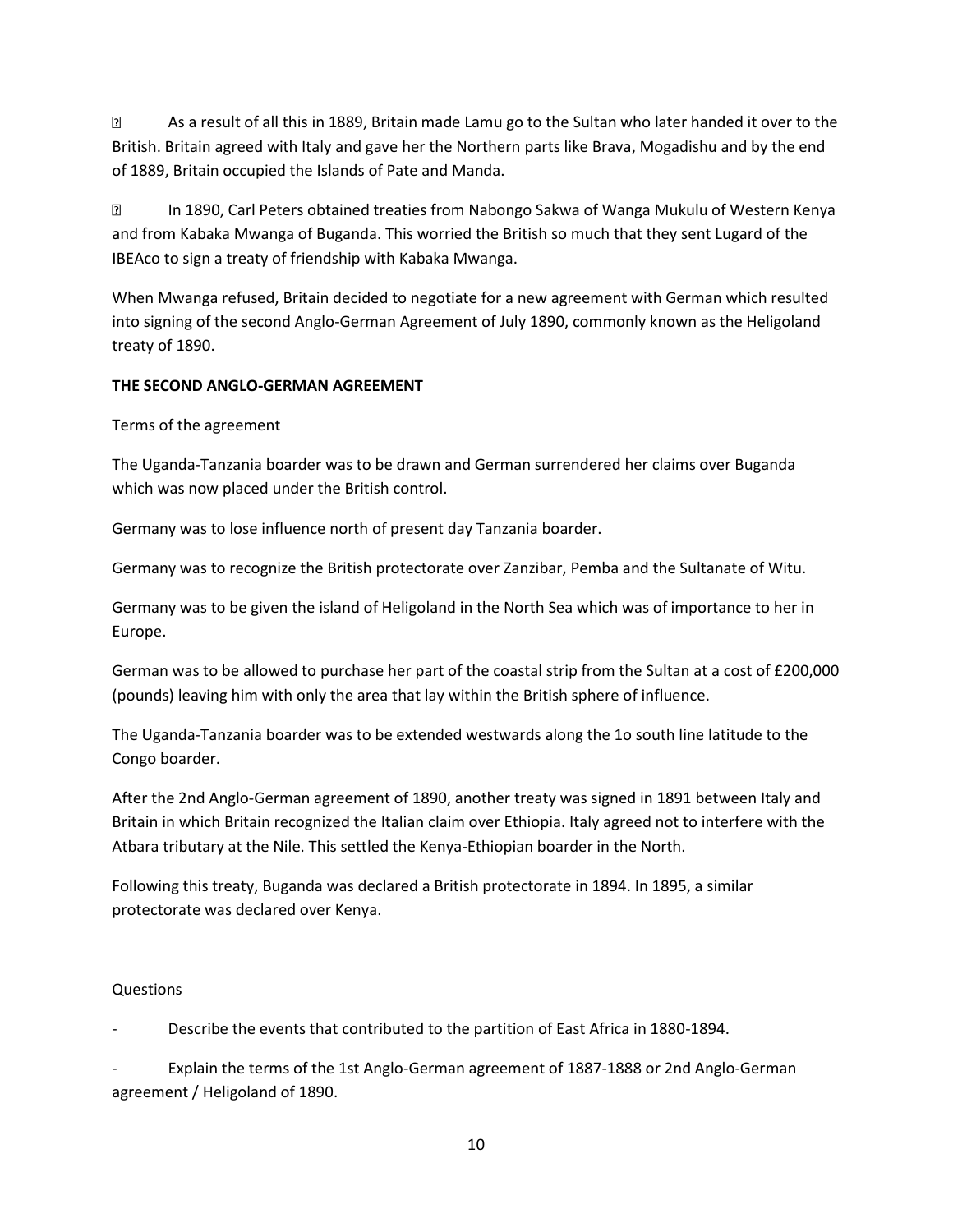- As a result of all this in 1889, Britain made Lamu go to the Sultan who later handed it over to the British. Britain agreed with Italy and gave her the Northern parts like Brava, Mogadishu and by the end of 1889, Britain occupied the Islands of Pate and Manda.

- In 1890, Carl Peters obtained treaties from Nabongo Sakwa of Wanga Mukulu of Western Kenya and from Kabaka Mwanga of Buganda. This worried the British so much that they sent Lugard of the IBEAco to sign a treaty of friendship with Kabaka Mwanga.

When Mwanga refused, Britain decided to negotiate for a new agreement with German which resulted into signing of the second Anglo-German Agreement of July 1890, commonly known as the Heligoland treaty of 1890.

**THE SECOND ANGLO-GERMAN AGREEMENT**

Terms of the agreement

The Uganda-Tanzania boarder was to be drawn and German surrendered her claims over Buganda which was now placed under the British control.

Germany was to lose influence north of present day Tanzania boarder.

Germany was to recognize the British protectorate over Zanzibar, Pemba and the Sultanate of Witu.

Germany was to be given the island of Heligoland in the North Sea which was of importance to her in Europe.

German was to be allowed to purchase her part of the coastal strip from the Sultan at a cost of £200,000 (pounds) leaving him with only the area that lay within the British sphere of influence.

The Uganda-Tanzania boarder was to be extended westwards along the 1o south line latitude to the Congo boarder.

After the 2nd Anglo-German agreement of 1890, another treaty was signed in 1891 between Italy and Britain in which Britain recognized the Italian claim over Ethiopia. Italy agreed not to interfere with the Atbara tributary at the Nile. This settled the Kenya-Ethiopian boarder in the North.

Following this treaty, Buganda was declared a British protectorate in 1894. In 1895, a similar protectorate was declared over Kenya.

Questions

- Describe the events that contributed to the partition of East Africa in 1880-1894.
- Explain the terms of the 1st Anglo-German agreement of 1887-1888 or 2nd Anglo-German agreement / Heligoland of 1890.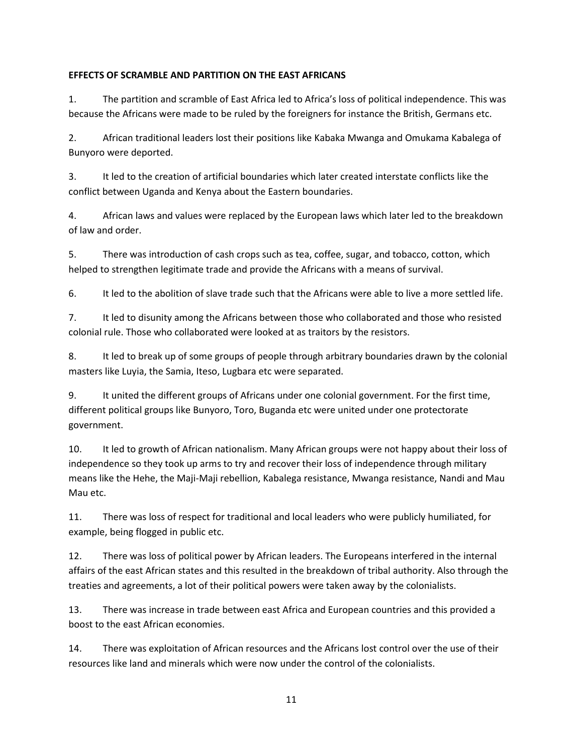**EFFECTS OF SCRAMBLE AND PARTITION ON THE EAST AFRICANS**

1. The partition and scramble of East Africa led to Africa's loss of political independence. This was because the Africans were made to be ruled by the foreigners for instance the British, Germans etc.

2. African traditional leaders lost their positions like Kabaka Mwanga and Omukama Kabalega of Bunyoro were deported.

3. It led to the creation of artificial boundaries which later created interstate conflicts like the conflict between Uganda and Kenya about the Eastern boundaries.

4. African laws and values were replaced by the European laws which later led to the breakdown of law and order.

5. There was introduction of cash crops such as tea, coffee, sugar, and tobacco, cotton, which helped to strengthen legitimate trade and provide the Africans with a means of survival.

6. It led to the abolition of slave trade such that the Africans were able to live a more settled life.

7. It led to disunity among the Africans between those who collaborated and those who resisted colonial rule. Those who collaborated were looked at as traitors by the resistors.

8. It led to break up of some groups of people through arbitrary boundaries drawn by the colonial masters like Luyia, the Samia, Iteso, Lugbara etc were separated.

9. It united the different groups of Africans under one colonial government. For the first time, different political groups like Bunyoro, Toro, Buganda etc were united under one protectorate government.

10. It led to growth of African nationalism. Many African groups were not happy about their loss of independence so they took up arms to try and recover their loss of independence through military means like the Hehe, the Maji-Maji rebellion, Kabalega resistance, Mwanga resistance, Nandi and Mau Mau etc.

11. There was loss of respect for traditional and local leaders who were publicly humiliated, for example, being flogged in public etc.

12. There was loss of political power by African leaders. The Europeans interfered in the internal affairs of the east African states and this resulted in the breakdown of tribal authority. Also through the treaties and agreements, a lot of their political powers were taken away by the colonialists.

13. There was increase in trade between east Africa and European countries and this provided a boost to the east African economies.

14. There was exploitation of African resources and the Africans lost control over the use of their resources like land and minerals which were now under the control of the colonialists.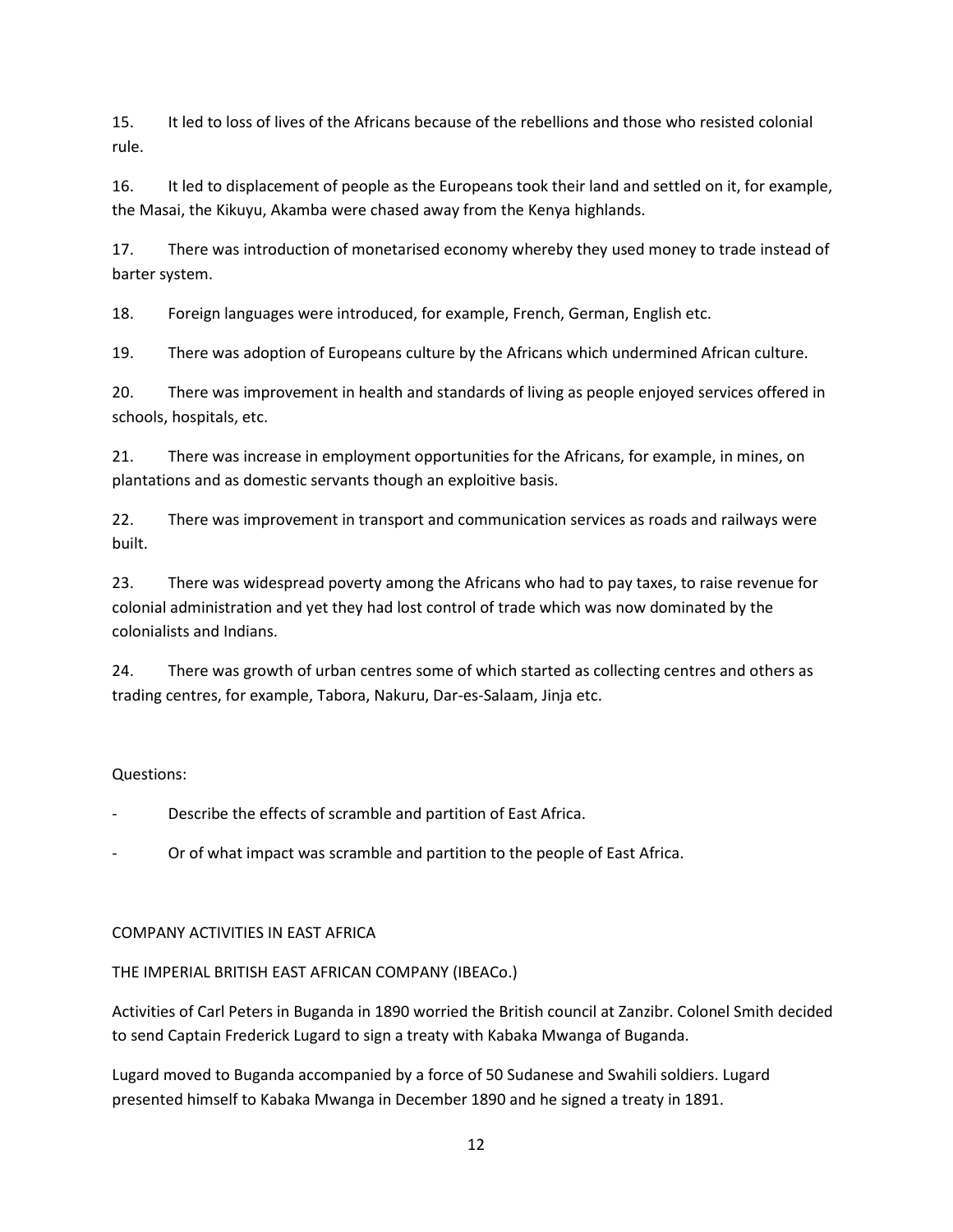15. It led to loss of lives of the Africans because of the rebellions and those who resisted colonial rule.

16. It led to displacement of people as the Europeans took their land and settled on it, for example, the Masai, the Kikuyu, Akamba were chased away from the Kenya highlands.

17. There was introduction of monetarised economy whereby they used money to trade instead of barter system.

18. Foreign languages were introduced, for example, French, German, English etc.

19. There was adoption of Europeans culture by the Africans which undermined African culture.

20. There was improvement in health and standards of living as people enjoyed services offered in schools, hospitals, etc.

21. There was increase in employment opportunities for the Africans, for example, in mines, on plantations and as domestic servants though an exploitive basis.

22. There was improvement in transport and communication services as roads and railways were built.

23. There was widespread poverty among the Africans who had to pay taxes, to raise revenue for colonial administration and yet they had lost control of trade which was now dominated by the colonialists and Indians.

24. There was growth of urban centres some of which started as collecting centres and others as trading centres, for example, Tabora, Nakuru, Dar-es-Salaam, Jinja etc.

Questions:

- Describe the effects of scramble and partition of East Africa.
- Or of what impact was scramble and partition to the people of East Africa.

COMPANY ACTIVITIES IN EAST AFRICA

THE IMPERIAL BRITISH EAST AFRICAN COMPANY (IBEACo.)

Activities of Carl Peters in Buganda in 1890 worried the British council at Zanzibr. Colonel Smith decided to send Captain Frederick Lugard to sign a treaty with Kabaka Mwanga of Buganda.

Lugard moved to Buganda accompanied by a force of 50 Sudanese and Swahili soldiers. Lugard presented himself to Kabaka Mwanga in December 1890 and he signed a treaty in 1891.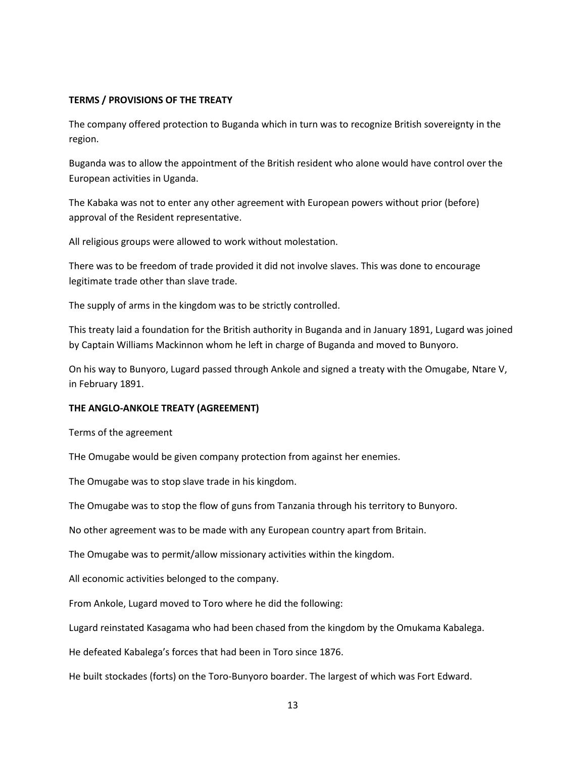**TERMS / PROVISIONS OF THE TREATY**

The company offered protection to Buganda which in turn was to recognize British sovereignty in the region.

Buganda was to allow the appointment of the British resident who alone would have control over the European activities in Uganda.

The Kabaka was not to enter any other agreement with European powers without prior (before) approval of the Resident representative.

All religious groups were allowed to work without molestation.

There was to be freedom of trade provided it did not involve slaves. This was done to encourage legitimate trade other than slave trade.

The supply of arms in the kingdom was to be strictly controlled.

This treaty laid a foundation for the British authority in Buganda and in January 1891, Lugard was joined by Captain Williams Mackinnon whom he left in charge of Buganda and moved to Bunyoro.

On his way to Bunyoro, Lugard passed through Ankole and signed a treaty with the Omugabe, Ntare V, in February 1891.

**THE ANGLO-ANKOLE TREATY (AGREEMENT)**

Terms of the agreement

THe Omugabe would be given company protection from against her enemies.

The Omugabe was to stop slave trade in his kingdom.

The Omugabe was to stop the flow of guns from Tanzania through his territory to Bunyoro.

No other agreement was to be made with any European country apart from Britain.

The Omugabe was to permit/allow missionary activities within the kingdom.

All economic activities belonged to the company.

From Ankole, Lugard moved to Toro where he did the following:

Lugard reinstated Kasagama who had been chased from the kingdom by the Omukama Kabalega.

He defeated Kabalega's forces that had been in Toro since 1876.

He built stockades (forts) on the Toro-Bunyoro boarder. The largest of which was Fort Edward.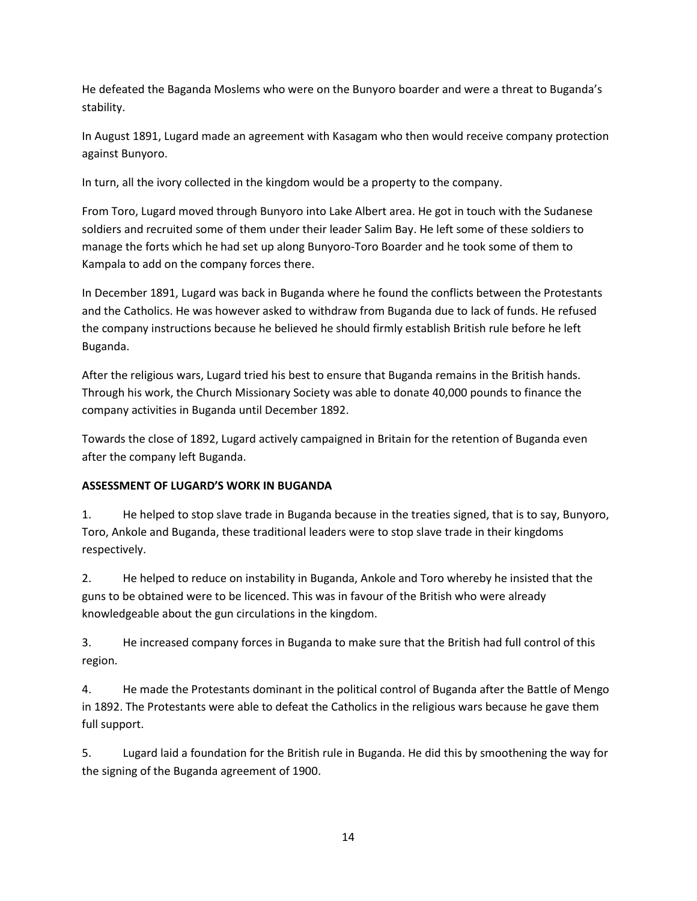He defeated the Baganda Moslems who were on the Bunyoro boarder and were a threat to Buganda's stability.

In August 1891, Lugard made an agreement with Kasagam who then would receive company protection against Bunyoro.

In turn, all the ivory collected in the kingdom would be a property to the company.

From Toro, Lugard moved through Bunyoro into Lake Albert area. He got in touch with the Sudanese soldiers and recruited some of them under their leader Salim Bay. He left some of these soldiers to manage the forts which he had set up along Bunyoro-Toro Boarder and he took some of them to Kampala to add on the company forces there.

In December 1891, Lugard was back in Buganda where he found the conflicts between the Protestants and the Catholics. He was however asked to withdraw from Buganda due to lack of funds. He refused the company instructions because he believed he should firmly establish British rule before he left Buganda.

After the religious wars, Lugard tried his best to ensure that Buganda remains in the British hands. Through his work, the Church Missionary Society was able to donate 40,000 pounds to finance the company activities in Buganda until December 1892.

Towards the close of 1892, Lugard actively campaigned in Britain for the retention of Buganda even after the company left Buganda.

**ASSESSMENT OF LUGARD'S WORK IN BUGANDA**

1. He helped to stop slave trade in Buganda because in the treaties signed, that is to say, Bunyoro, Toro, Ankole and Buganda, these traditional leaders were to stop slave trade in their kingdoms respectively.

2. He helped to reduce on instability in Buganda, Ankole and Toro whereby he insisted that the guns to be obtained were to be licenced. This was in favour of the British who were already knowledgeable about the gun circulations in the kingdom.

3. He increased company forces in Buganda to make sure that the British had full control of this region.

4. He made the Protestants dominant in the political control of Buganda after the Battle of Mengo in 1892. The Protestants were able to defeat the Catholics in the religious wars because he gave them full support.

5. Lugard laid a foundation for the British rule in Buganda. He did this by smoothening the way for the signing of the Buganda agreement of 1900.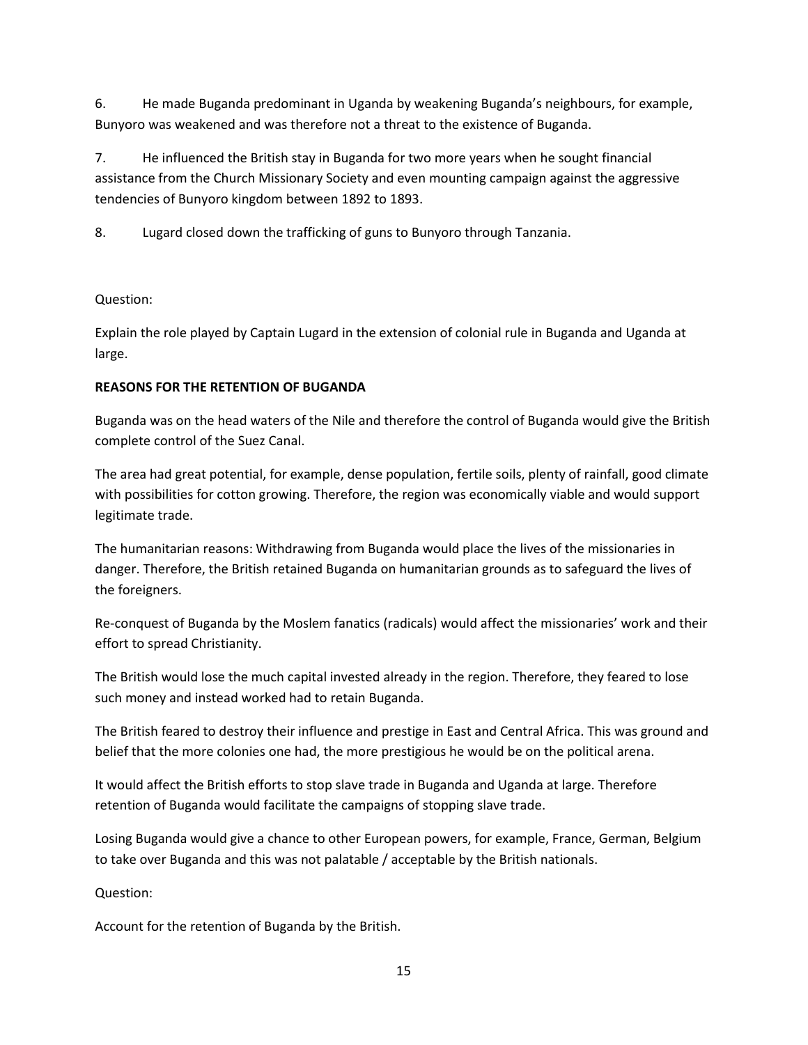6. He made Buganda predominant in Uganda by weakening Buganda's neighbours, for example, Bunyoro was weakened and was therefore not a threat to the existence of Buganda.

7. He influenced the British stay in Buganda for two more years when he sought financial assistance from the Church Missionary Society and even mounting campaign against the aggressive tendencies of Bunyoro kingdom between 1892 to 1893.

8. Lugard closed down the trafficking of guns to Bunyoro through Tanzania.

Question:

Explain the role played by Captain Lugard in the extension of colonial rule in Buganda and Uganda at large.

**REASONS FOR THE RETENTION OF BUGANDA**

Buganda was on the head waters of the Nile and therefore the control of Buganda would give the British complete control of the Suez Canal.

The area had great potential, for example, dense population, fertile soils, plenty of rainfall, good climate with possibilities for cotton growing. Therefore, the region was economically viable and would support legitimate trade.

The humanitarian reasons: Withdrawing from Buganda would place the lives of the missionaries in danger. Therefore, the British retained Buganda on humanitarian grounds as to safeguard the lives of the foreigners.

Re-conquest of Buganda by the Moslem fanatics (radicals) would affect the missionaries' work and their effort to spread Christianity.

The British would lose the much capital invested already in the region. Therefore, they feared to lose such money and instead worked had to retain Buganda.

The British feared to destroy their influence and prestige in East and Central Africa. This was ground and belief that the more colonies one had, the more prestigious he would be on the political arena.

It would affect the British efforts to stop slave trade in Buganda and Uganda at large. Therefore retention of Buganda would facilitate the campaigns of stopping slave trade.

Losing Buganda would give a chance to other European powers, for example, France, German, Belgium to take over Buganda and this was not palatable / acceptable by the British nationals.

Question:

Account for the retention of Buganda by the British.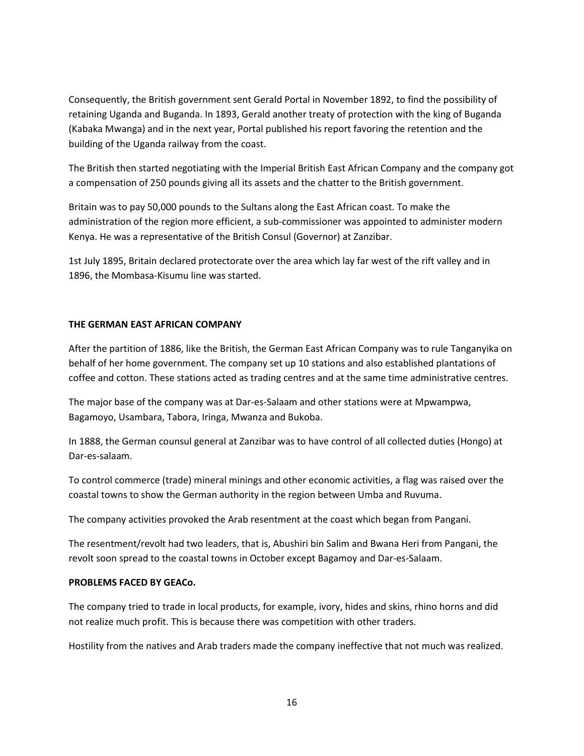Consequently, the British government sent Gerald Portal in November 1892, to find the possibility of retaining Uganda and Buganda. In 1893, Gerald another treaty of protection with the king of Buganda (Kabaka Mwanga) and in the next year, Portal published his report favoring the retention and the building of the Uganda railway from the coast.

The British then started negotiating with the Imperial British East African Company and the company got a compensation of 250 pounds giving all its assets and the chatter to the British government.

Britain was to pay 50,000 pounds to the Sultans along the East African coast. To make the administration of the region more efficient, a sub-commissioner was appointed to administer modern Kenya. He was a representative of the British Consul (Governor) at Zanzibar.

1st July 1895, Britain declared protectorate over the area which lay far west of the rift valley and in 1896, the Mombasa-Kisumu line was started.

**THE GERMAN EAST AFRICAN COMPANY**

After the partition of 1886, like the British, the German East African Company was to rule Tanganyika on behalf of her home government. The company set up 10 stations and also established plantations of coffee and cotton. These stations acted as trading centres and at the same time administrative centres.

The major base of the company was at Dar-es-Salaam and other stations were at Mpwampwa, Bagamoyo, Usambara, Tabora, Iringa, Mwanza and Bukoba.

In 1888, the German counsul general at Zanzibar was to have control of all collected duties (Hongo) at Dar-es-salaam.

To control commerce (trade) mineral minings and other economic activities, a flag was raised over the coastal towns to show the German authority in the region between Umba and Ruvuma.

The company activities provoked the Arab resentment at the coast which began from Pangani.

The resentment/revolt had two leaders, that is, Abushiri bin Salim and Bwana Heri from Pangani, the revolt soon spread to the coastal towns in October except Bagamoy and Dar-es-Salaam.

**PROBLEMS FACED BY GEACo.**

The company tried to trade in local products, for example, ivory, hides and skins, rhino horns and did not realize much profit. This is because there was competition with other traders.

Hostility from the natives and Arab traders made the company ineffective that not much was realized.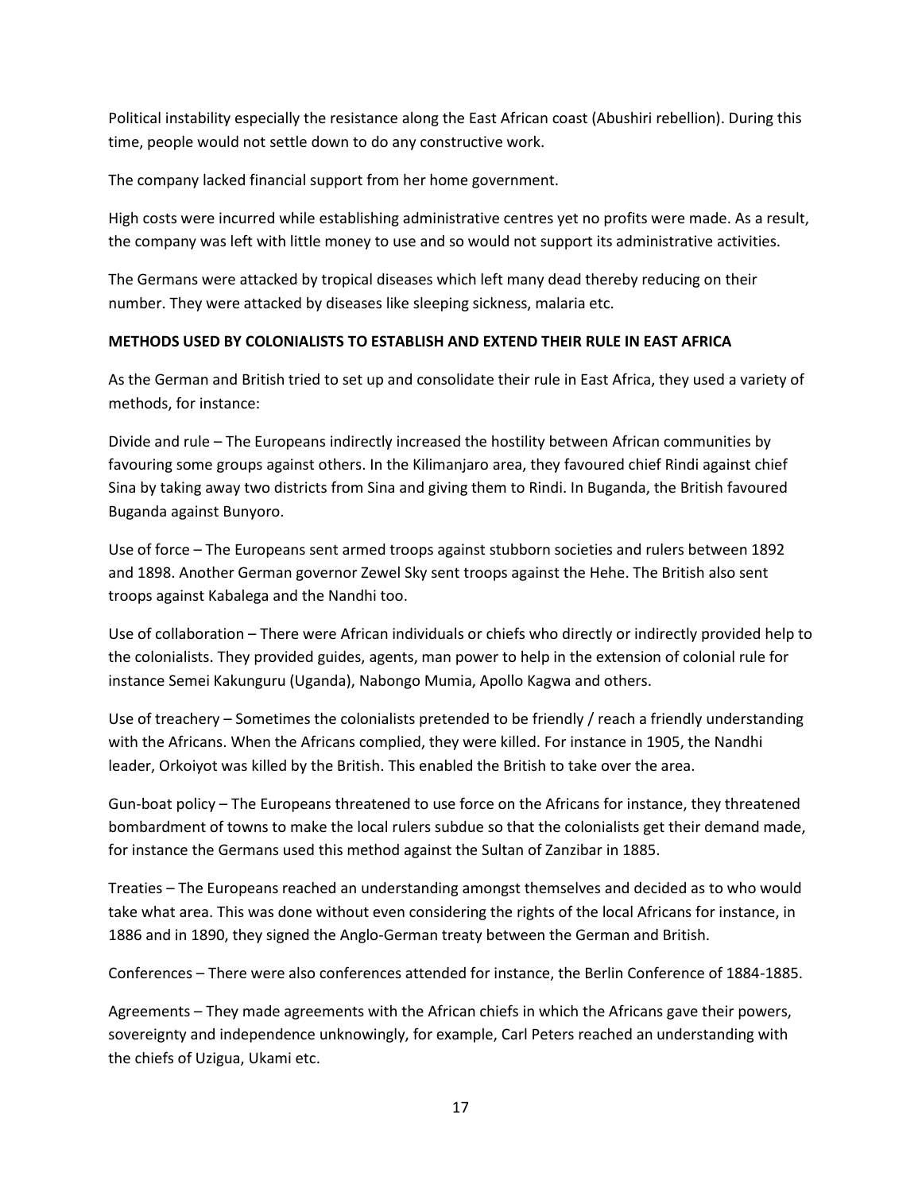Political instability especially the resistance along the East African coast (Abushiri rebellion). During this time, people would not settle down to do any constructive work.

The company lacked financial support from her home government.

High costs were incurred while establishing administrative centres yet no profits were made. As a result, the company was left with little money to use and so would not support its administrative activities.

The Germans were attacked by tropical diseases which left many dead thereby reducing on their number. They were attacked by diseases like sleeping sickness, malaria etc.

**METHODS USED BY COLONIALISTS TO ESTABLISH AND EXTEND THEIR RULE IN EAST AFRICA**

As the German and British tried to set up and consolidate their rule in East Africa, they used a variety of methods, for instance:

Divide and rule – The Europeans indirectly increased the hostility between African communities by favouring some groups against others. In the Kilimanjaro area, they favoured chief Rindi against chief Sina by taking away two districts from Sina and giving them to Rindi. In Buganda, the British favoured Buganda against Bunyoro.

Use of force – The Europeans sent armed troops against stubborn societies and rulers between 1892 and 1898. Another German governor Zewel Sky sent troops against the Hehe. The British also sent troops against Kabalega and the Nandhi too.

Use of collaboration – There were African individuals or chiefs who directly or indirectly provided help to the colonialists. They provided guides, agents, man power to help in the extension of colonial rule for instance Semei Kakunguru (Uganda), Nabongo Mumia, Apollo Kagwa and others.

Use of treachery – Sometimes the colonialists pretended to be friendly / reach a friendly understanding with the Africans. When the Africans complied, they were killed. For instance in 1905, the Nandhi leader, Orkoiyot was killed by the British. This enabled the British to take over the area.

Gun-boat policy – The Europeans threatened to use force on the Africans for instance, they threatened bombardment of towns to make the local rulers subdue so that the colonialists get their demand made, for instance the Germans used this method against the Sultan of Zanzibar in 1885.

Treaties – The Europeans reached an understanding amongst themselves and decided as to who would take what area. This was done without even considering the rights of the local Africans for instance, in 1886 and in 1890, they signed the Anglo-German treaty between the German and British.

Conferences – There were also conferences attended for instance, the Berlin Conference of 1884-1885.

Agreements – They made agreements with the African chiefs in which the Africans gave their powers, sovereignty and independence unknowingly, for example, Carl Peters reached an understanding with the chiefs of Uzigua, Ukami etc.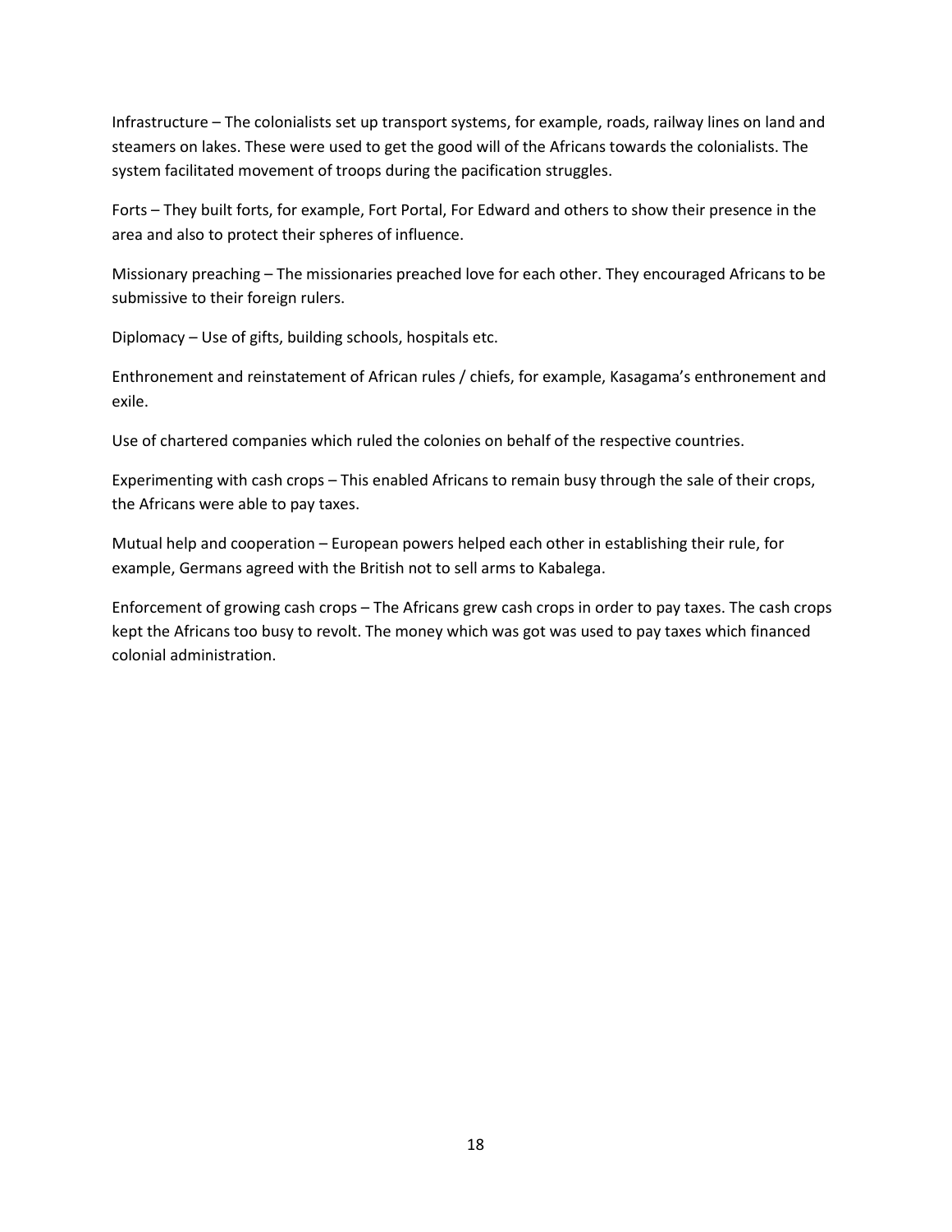Infrastructure – The colonialists set up transport systems, for example, roads, railway lines on land and steamers on lakes. These were used to get the good will of the Africans towards the colonialists. The system facilitated movement of troops during the pacification struggles.

Forts – They built forts, for example, Fort Portal, For Edward and others to show their presence in the area and also to protect their spheres of influence.

Missionary preaching – The missionaries preached love for each other. They encouraged Africans to be submissive to their foreign rulers.

Diplomacy – Use of gifts, building schools, hospitals etc.

Enthronement and reinstatement of African rules / chiefs, for example, Kasagama's enthronement and exile.

Use of chartered companies which ruled the colonies on behalf of the respective countries.

Experimenting with cash crops – This enabled Africans to remain busy through the sale of their crops, the Africans were able to pay taxes.

Mutual help and cooperation – European powers helped each other in establishing their rule, for example, Germans agreed with the British not to sell arms to Kabalega.

Enforcement of growing cash crops – The Africans grew cash crops in order to pay taxes. The cash crops kept the Africans too busy to revolt. The money which was got was used to pay taxes which financed colonial administration.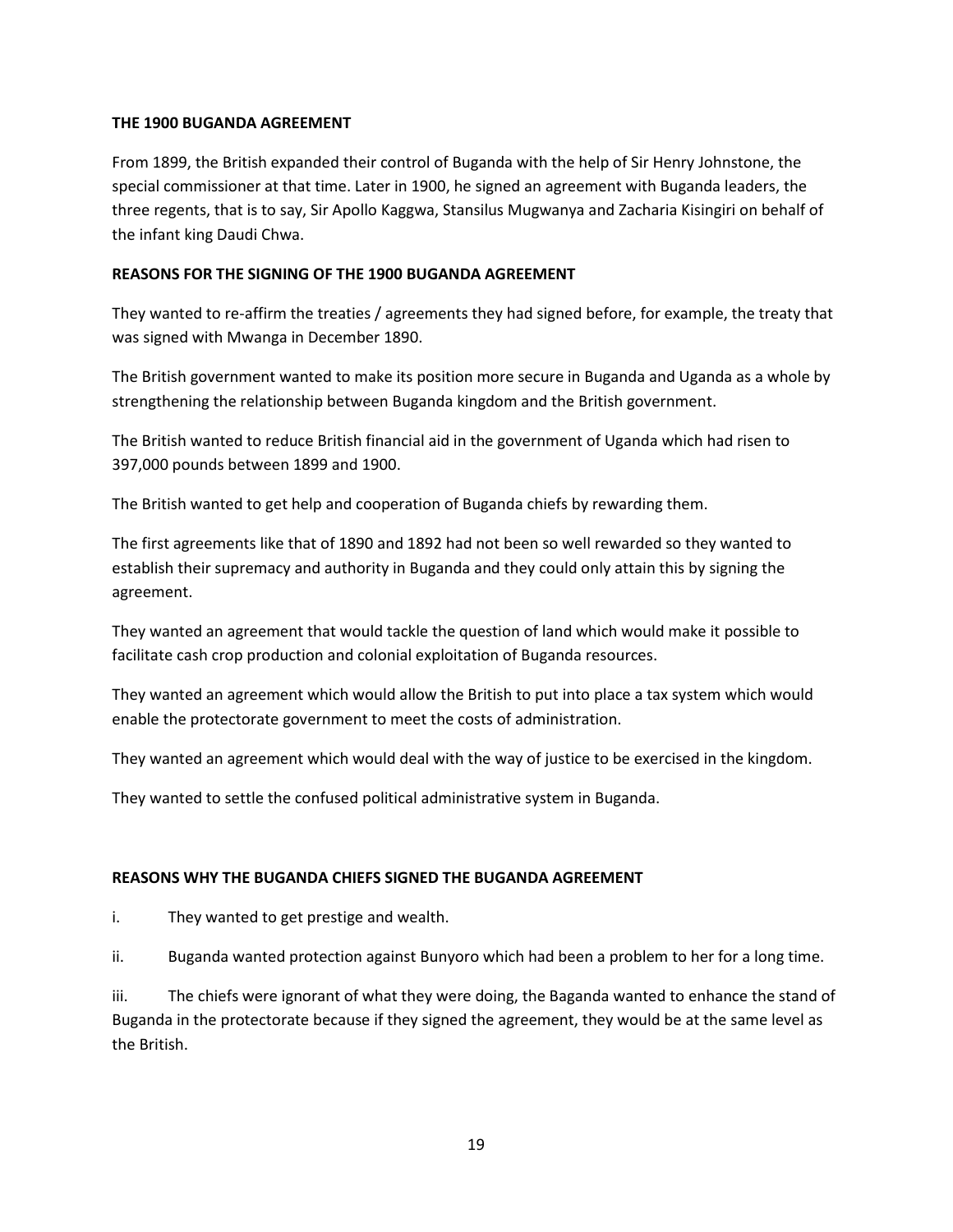**THE 1900 BUGANDA AGREEMENT**

From 1899, the British expanded their control of Buganda with the help of Sir Henry Johnstone, the special commissioner at that time. Later in 1900, he signed an agreement with Buganda leaders, the three regents, that is to say, Sir Apollo Kaggwa, Stansilus Mugwanya and Zacharia Kisingiri on behalf of the infant king Daudi Chwa.

**REASONS FOR THE SIGNING OF THE 1900 BUGANDA AGREEMENT**

They wanted to re-affirm the treaties / agreements they had signed before, for example, the treaty that was signed with Mwanga in December 1890.

The British government wanted to make its position more secure in Buganda and Uganda as a whole by strengthening the relationship between Buganda kingdom and the British government.

The British wanted to reduce British financial aid in the government of Uganda which had risen to 397,000 pounds between 1899 and 1900.

The British wanted to get help and cooperation of Buganda chiefs by rewarding them.

The first agreements like that of 1890 and 1892 had not been so well rewarded so they wanted to establish their supremacy and authority in Buganda and they could only attain this by signing the agreement.

They wanted an agreement that would tackle the question of land which would make it possible to facilitate cash crop production and colonial exploitation of Buganda resources.

They wanted an agreement which would allow the British to put into place a tax system which would enable the protectorate government to meet the costs of administration.

They wanted an agreement which would deal with the way of justice to be exercised in the kingdom.

They wanted to settle the confused political administrative system in Buganda.

**REASONS WHY THE BUGANDA CHIEFS SIGNED THE BUGANDA AGREEMENT**

i. They wanted to get prestige and wealth.

ii. Buganda wanted protection against Bunyoro which had been a problem to her for a long time.

iii. The chiefs were ignorant of what they were doing, the Baganda wanted to enhance the stand of Buganda in the protectorate because if they signed the agreement, they would be at the same level as the British.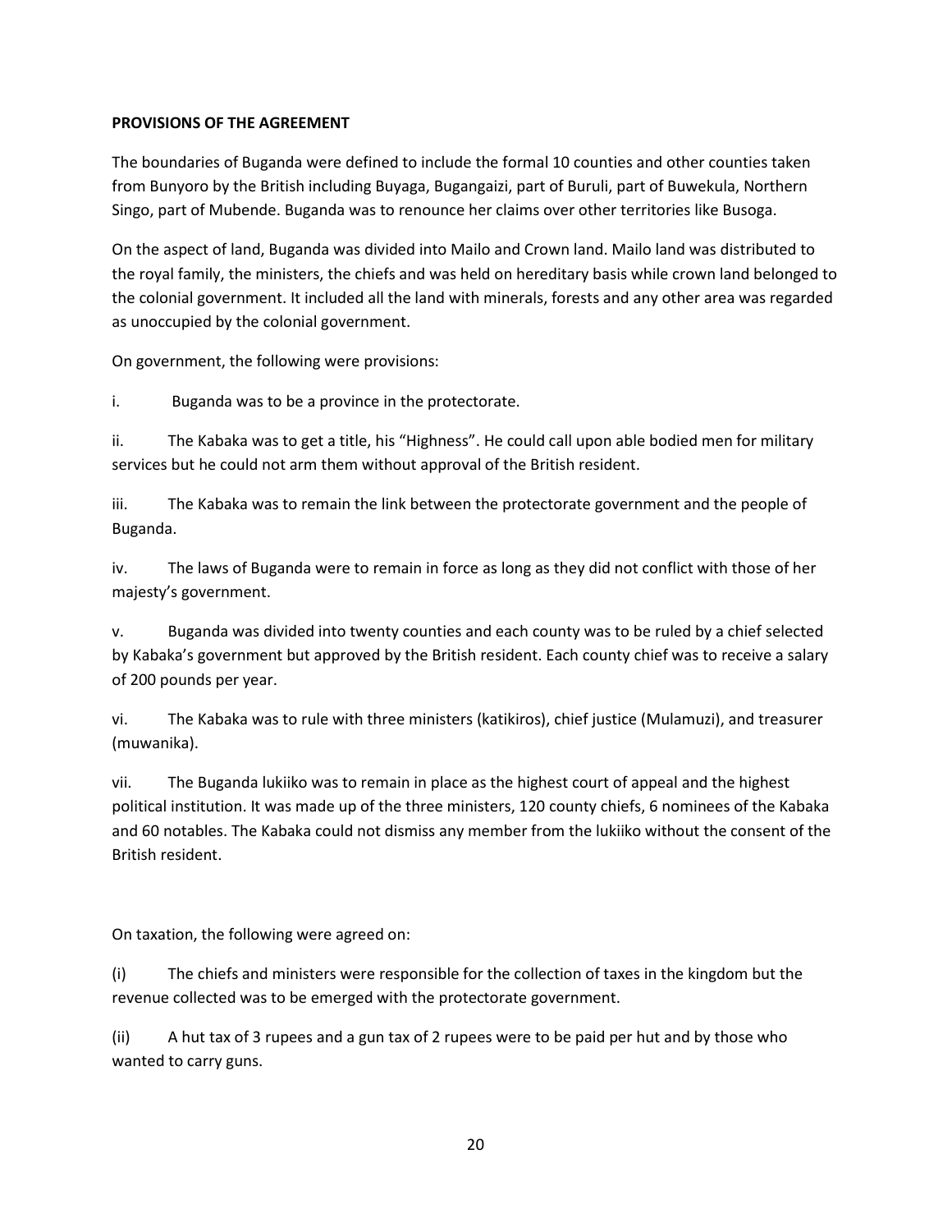**PROVISIONS OF THE AGREEMENT**

The boundaries of Buganda were defined to include the formal 10 counties and other counties taken from Bunyoro by the British including Buyaga, Bugangaizi, part of Buruli, part of Buwekula, Northern Singo, part of Mubende. Buganda was to renounce her claims over other territories like Busoga.

On the aspect of land, Buganda was divided into Mailo and Crown land. Mailo land was distributed to the royal family, the ministers, the chiefs and was held on hereditary basis while crown land belonged to the colonial government. It included all the land with minerals, forests and any other area was regarded as unoccupied by the colonial government.

On government, the following were provisions:

i. Buganda was to be a province in the protectorate.

ii. The Kabaka was to get a title, his "Highness". He could call upon able bodied men for military services but he could not arm them without approval of the British resident.

iii. The Kabaka was to remain the link between the protectorate government and the people of Buganda.

iv. The laws of Buganda were to remain in force as long as they did not conflict with those of her majesty's government.

v. Buganda was divided into twenty counties and each county was to be ruled by a chief selected by Kabaka's government but approved by the British resident. Each county chief was to receive a salary of 200 pounds per year.

vi. The Kabaka was to rule with three ministers (katikiros), chief justice (Mulamuzi), and treasurer (muwanika).

vii. The Buganda lukiiko was to remain in place as the highest court of appeal and the highest political institution. It was made up of the three ministers, 120 county chiefs, 6 nominees of the Kabaka and 60 notables. The Kabaka could not dismiss any member from the lukiiko without the consent of the British resident.

On taxation, the following were agreed on:

(i) The chiefs and ministers were responsible for the collection of taxes in the kingdom but the revenue collected was to be emerged with the protectorate government.

(ii) A hut tax of 3 rupees and a gun tax of 2 rupees were to be paid per hut and by those who wanted to carry guns.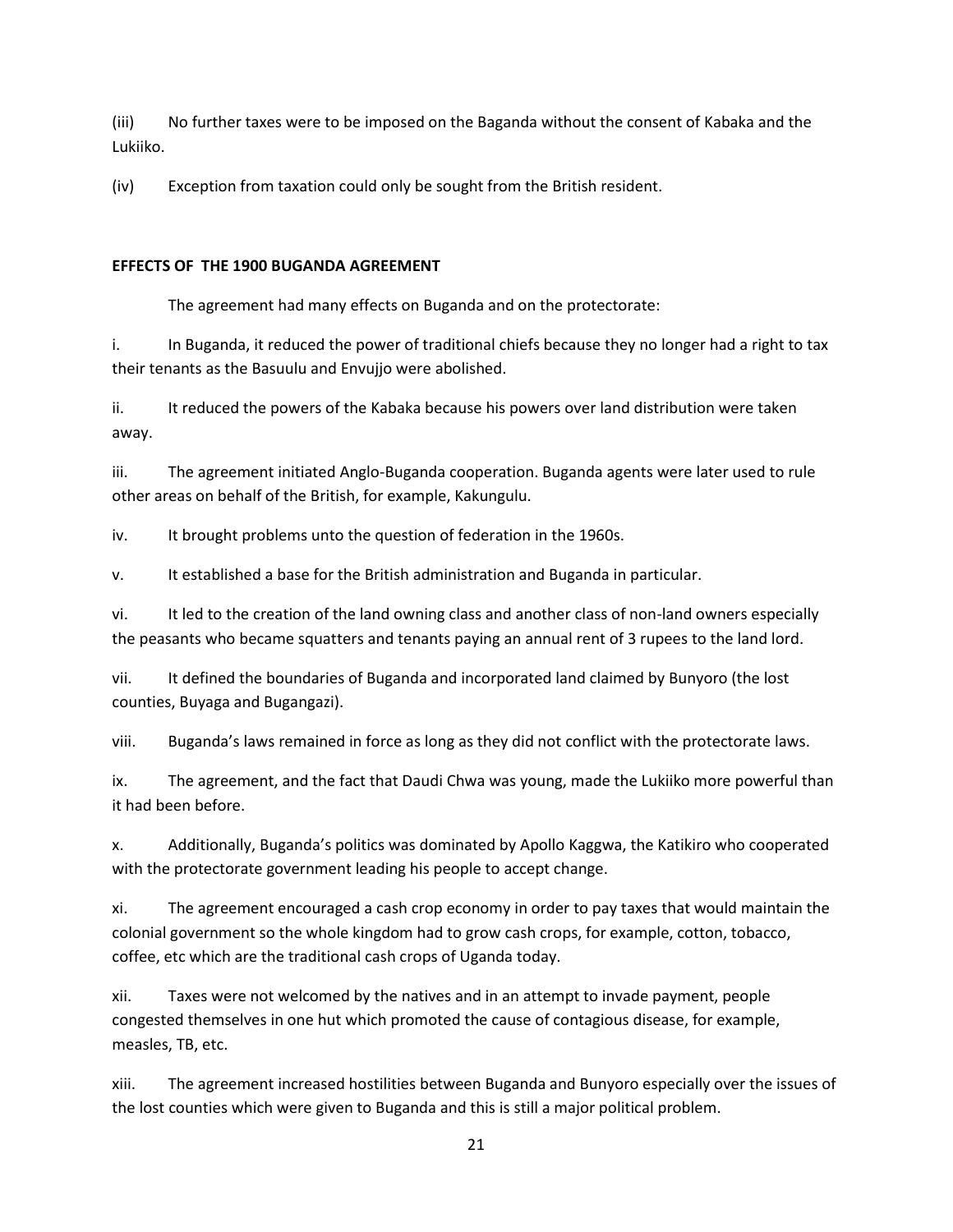(iii) No further taxes were to be imposed on the Baganda without the consent of Kabaka and the Lukiiko.

(iv) Exception from taxation could only be sought from the British resident.

**EFFECTS OF THE 1900 BUGANDA AGREEMENT**

The agreement had many effects on Buganda and on the protectorate:

i. In Buganda, it reduced the power of traditional chiefs because they no longer had a right to tax their tenants as the Basuulu and Envujjo were abolished.

ii. It reduced the powers of the Kabaka because his powers over land distribution were taken away.

iii. The agreement initiated Anglo-Buganda cooperation. Buganda agents were later used to rule other areas on behalf of the British, for example, Kakungulu.

iv. It brought problems unto the question of federation in the 1960s.

v. It established a base for the British administration and Buganda in particular.

vi. It led to the creation of the land owning class and another class of non-land owners especially the peasants who became squatters and tenants paying an annual rent of 3 rupees to the land lord.

vii. It defined the boundaries of Buganda and incorporated land claimed by Bunyoro (the lost counties, Buyaga and Bugangazi).

viii. Buganda's laws remained in force as long as they did not conflict with the protectorate laws.

ix. The agreement, and the fact that Daudi Chwa was young, made the Lukiiko more powerful than it had been before.

x. Additionally, Buganda's politics was dominated by Apollo Kaggwa, the Katikiro who cooperated with the protectorate government leading his people to accept change.

xi. The agreement encouraged a cash crop economy in order to pay taxes that would maintain the colonial government so the whole kingdom had to grow cash crops, for example, cotton, tobacco, coffee, etc which are the traditional cash crops of Uganda today.

xii. Taxes were not welcomed by the natives and in an attempt to invade payment, people congested themselves in one hut which promoted the cause of contagious disease, for example, measles, TB, etc.

xiii. The agreement increased hostilities between Buganda and Bunyoro especially over the issues of the lost counties which were given to Buganda and this is still a major political problem.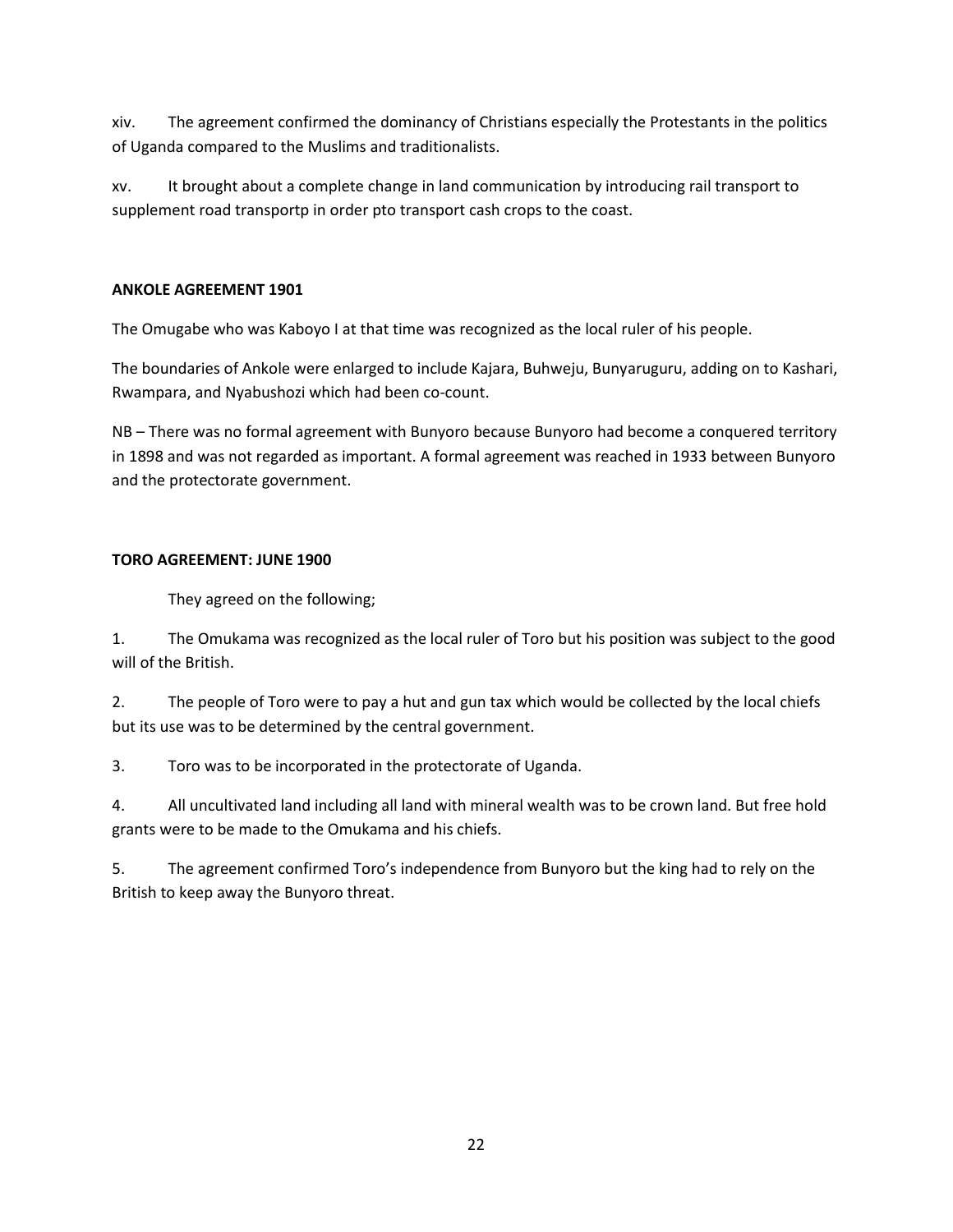xiv. The agreement confirmed the dominancy of Christians especially the Protestants in the politics of Uganda compared to the Muslims and traditionalists.

xv. It brought about a complete change in land communication by introducing rail transport to supplement road transportp in order pto transport cash crops to the coast.

**ANKOLE AGREEMENT 1901**

The Omugabe who was Kaboyo I at that time was recognized as the local ruler of his people.

The boundaries of Ankole were enlarged to include Kajara, Buhweju, Bunyaruguru, adding on to Kashari, Rwampara, and Nyabushozi which had been co-count.

NB – There was no formal agreement with Bunyoro because Bunyoro had become a conquered territory in 1898 and was not regarded as important. A formal agreement was reached in 1933 between Bunyoro and the protectorate government.

**TORO AGREEMENT: JUNE 1900**

They agreed on the following;

1. The Omukama was recognized as the local ruler of Toro but his position was subject to the good will of the British.

2. The people of Toro were to pay a hut and gun tax which would be collected by the local chiefs but its use was to be determined by the central government.

3. Toro was to be incorporated in the protectorate of Uganda.

4. All uncultivated land including all land with mineral wealth was to be crown land. But free hold grants were to be made to the Omukama and his chiefs.

5. The agreement confirmed Toro's independence from Bunyoro but the king had to rely on the British to keep away the Bunyoro threat.